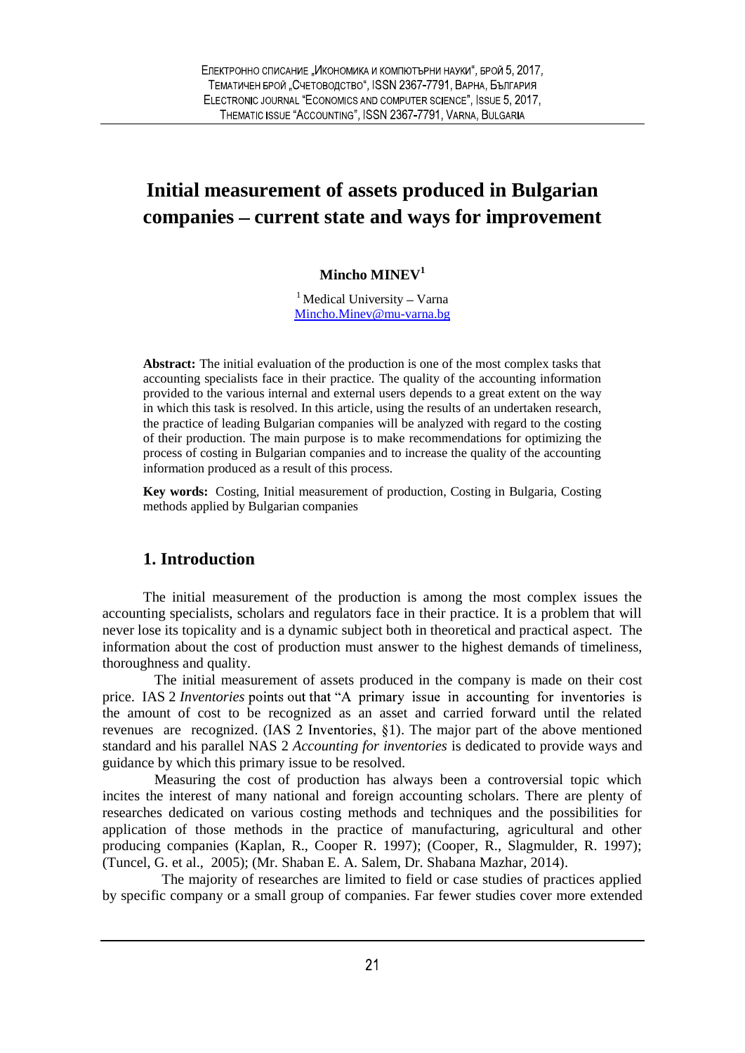# Initial measurement of assets produced in Bulgarian companies – current state and ways for improvement

**Mincho MINEV**[1]

[1] Medical University – Varna
Mincho.Minev@mu-varna.bg

**Abstract:** The initial evaluation of the production is one of the most complex tasks that accounting specialists face in their practice. The quality of the accounting information provided to the various internal and external users depends to a great extent on the way in which this task is resolved. In this article, using the results of an undertaken research, the practice of leading Bulgarian companies will be analyzed with regard to the costing of their production. The main purpose is to make recommendations for optimizing the process of costing in Bulgarian companies and to increase the quality of the accounting information produced as a result of this process.

**Key words:** Costing, Initial measurement of production, Costing in Bulgaria, Costing methods applied by Bulgarian companies

## 1. Introduction

The initial measurement of the production is among the most complex issues the accounting specialists, scholars and regulators face in their practice. It is a problem that will never lose its topicality and is a dynamic subject both in theoretical and practical aspect. The information about the cost of production must answer to the highest demands of timeliness, thoroughness and quality.

The initial measurement of assets produced in the company is made on their cost price. IAS 2 *Inventories* points out that "A primary issue in accounting for inventories is the amount of cost to be recognized as an asset and carried forward until the related revenues are recognized. (IAS 2 Inventories, §1). The major part of the above mentioned standard and his parallel NAS 2 *Accounting for inventories* is dedicated to provide ways and guidance by which this primary issue to be resolved.

Measuring the cost of production has always been a controversial topic which incites the interest of many national and foreign accounting scholars. There are plenty of researches dedicated on various costing methods and techniques and the possibilities for application of those methods in the practice of manufacturing, agricultural and other producing companies (Kaplan, R., Cooper R. 1997); (Cooper, R., Slagmulder, R. 1997); (Tuncel, G. et al., 2005); (Mr. Shaban E. A. Salem, Dr. Shabana Mazhar, 2014).

The majority of researches are limited to field or case studies of practices applied by specific company or a small group of companies. Far fewer studies cover more extended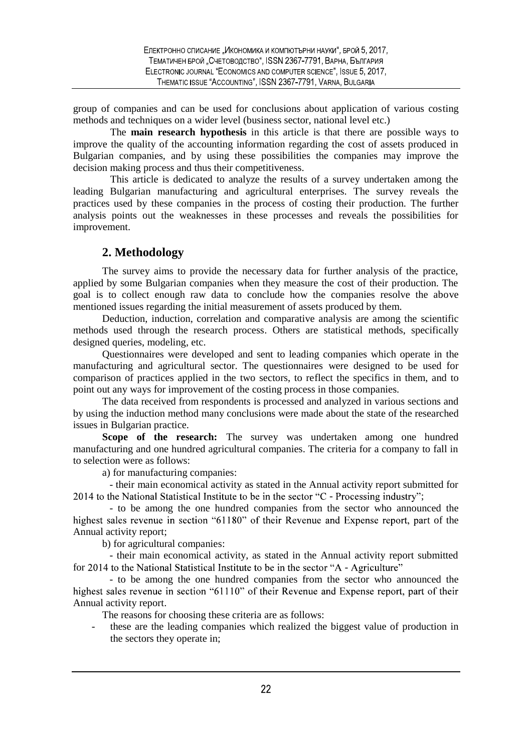group of companies and can be used for conclusions about application of various costing methods and techniques on a wider level (business sector, national level etc.)

The **main research hypothesis** in this article is that there are possible ways to improve the quality of the accounting information regarding the cost of assets produced in Bulgarian companies, and by using these possibilities the companies may improve the decision making process and thus their competitiveness.

This article is dedicated to analyze the results of a survey undertaken among the leading Bulgarian manufacturing and agricultural enterprises. The survey reveals the practices used by these companies in the process of costing their production. The further analysis points out the weaknesses in these processes and reveals the possibilities for improvement.

## 2. Methodology

The survey aims to provide the necessary data for further analysis of the practice, applied by some Bulgarian companies when they measure the cost of their production. The goal is to collect enough raw data to conclude how the companies resolve the above mentioned issues regarding the initial measurement of assets produced by them.

Deduction, induction, correlation and comparative analysis are among the scientific methods used through the research process. Others are statistical methods, specifically designed queries, modeling, etc.

Questionnaires were developed and sent to leading companies which operate in the manufacturing and agricultural sector. The questionnaires were designed to be used for comparison of practices applied in the two sectors, to reflect the specifics in them, and to point out any ways for improvement of the costing process in those companies.

The data received from respondents is processed and analyzed in various sections and by using the induction method many conclusions were made about the state of the researched issues in Bulgarian practice.

**Scope of the research:** The survey was undertaken among one hundred manufacturing and one hundred agricultural companies. The criteria for a company to fall in to selection were as follows:

a) for manufacturing companies:

- their main economical activity as stated in the Annual activity report submitted for 2014 to the National Statistical Institute to be in the sector "C - Processing industry";
- to be among the one hundred companies from the sector who announced the highest sales revenue in section "61180" of their Revenue and Expense report, part of the Annual activity report;

b) for agricultural companies:

- their main economical activity, as stated in the Annual activity report submitted for 2014 to the National Statistical Institute to be in the sector "A - Agriculture"
- to be among the one hundred companies from the sector who announced the highest sales revenue in section "61110" of their Revenue and Expense report, part of their Annual activity report.

The reasons for choosing these criteria are as follows:

- these are the leading companies which realized the biggest value of production in the sectors they operate in;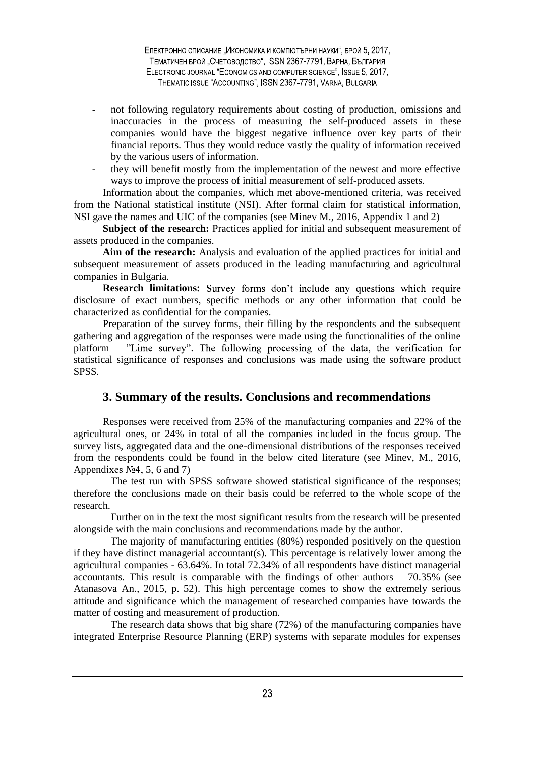- not following regulatory requirements about costing of production, omissions and inaccuracies in the process of measuring the self-produced assets in these companies would have the biggest negative influence over key parts of their financial reports. Thus they would reduce vastly the quality of information received by the various users of information.
- they will benefit mostly from the implementation of the newest and more effective ways to improve the process of initial measurement of self-produced assets.

Information about the companies, which met above-mentioned criteria, was received from the National statistical institute (NSI). After formal claim for statistical information, NSI gave the names and UIC of the companies (see Minev M., 2016, Appendix 1 and 2)

**Subject of the research:** Practices applied for initial and subsequent measurement of assets produced in the companies.

**Aim of the research:** Analysis and evaluation of the applied practices for initial and subsequent measurement of assets produced in the leading manufacturing and agricultural companies in Bulgaria.

**Research limitations:** Survey forms don't include any questions which require disclosure of exact numbers, specific methods or any other information that could be characterized as confidential for the companies.

Preparation of the survey forms, their filling by the respondents and the subsequent gathering and aggregation of the responses were made using the functionalities of the online platform – "Lime survey". The following processing of the data, the verification for statistical significance of responses and conclusions was made using the software product SPSS.

## 3. Summary of the results. Conclusions and recommendations

Responses were received from 25% of the manufacturing companies and 22% of the agricultural ones, or 24% in total of all the companies included in the focus group. The survey lists, aggregated data and the one-dimensional distributions of the responses received from the respondents could be found in the below cited literature (see Minev, M., 2016, Appendixes №4, 5, 6 and 7)

The test run with SPSS software showed statistical significance of the responses; therefore the conclusions made on their basis could be referred to the whole scope of the research.

Further on in the text the most significant results from the research will be presented alongside with the main conclusions and recommendations made by the author.

The majority of manufacturing entities (80%) responded positively on the question if they have distinct managerial accountant(s). This percentage is relatively lower among the agricultural companies - 63.64%. In total 72.34% of all respondents have distinct managerial accountants. This result is comparable with the findings of other authors – 70.35% (see Atanasova An., 2015, p. 52). This high percentage comes to show the extremely serious attitude and significance which the management of researched companies have towards the matter of costing and measurement of production.

The research data shows that big share (72%) of the manufacturing companies have integrated Enterprise Resource Planning (ERP) systems with separate modules for expenses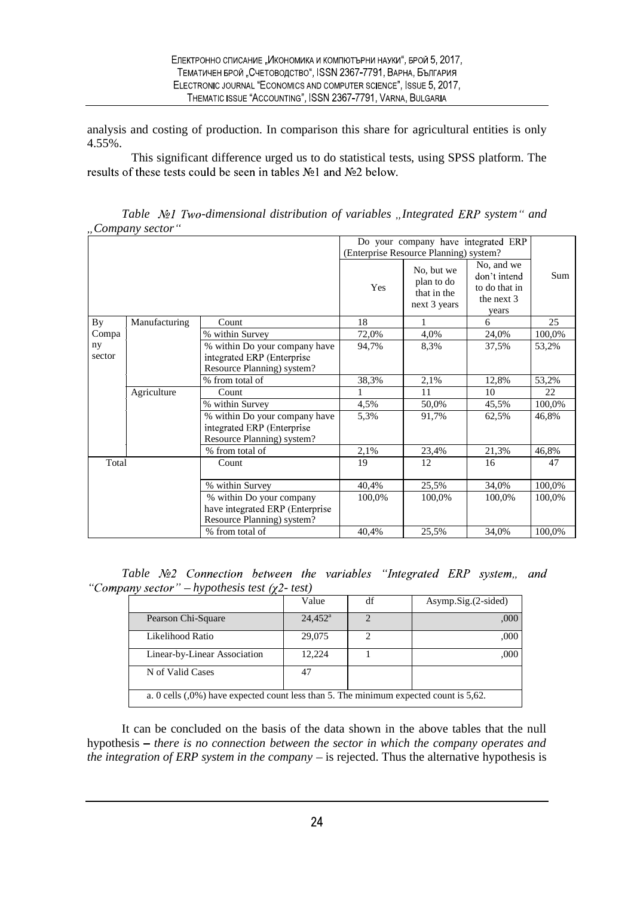analysis and costing of production. In comparison this share for agricultural entities is only 4.55%.

This significant difference urged us to do statistical tests, using SPSS platform. The results of these tests could be seen in tables №1 and №2 below.

*Table №1 Two-dimensional distribution of variables „Integrated ERP system" and „Company sector"*

| | | | Do your company have integrated ERP (Enterprise Resource Planning) system? | | | |
|---|---|---|---|---|---|---|
| | | | Yes | No, but we plan to do that in the next 3 years | No, and we don't intend to do that in the next 3 years | Sum |
| By Company sector | Manufacturing | Count | 18 | 1 | 6 | 25 |
| | | % within Survey | 72,0% | 4,0% | 24,0% | 100,0% |
| | | % within Do your company have integrated ERP (Enterprise Resource Planning) system? | 94,7% | 8,3% | 37,5% | 53,2% |
| | | % from total of | 38,3% | 2,1% | 12,8% | 53,2% |
| | Agriculture | Count | 1 | 11 | 10 | 22 |
| | | % within Survey | 4,5% | 50,0% | 45,5% | 100,0% |
| | | % within Do your company have integrated ERP (Enterprise Resource Planning) system? | 5,3% | 91,7% | 62,5% | 46,8% |
| | | % from total of | 2,1% | 23,4% | 21,3% | 46,8% |
| Total | | Count | 19 | 12 | 16 | 47 |
| | | % within Survey | 40,4% | 25,5% | 34,0% | 100,0% |
| | | % within Do your company have integrated ERP (Enterprise Resource Planning) system? | 100,0% | 100,0% | 100,0% | 100,0% |
| | | % from total of | 40,4% | 25,5% | 34,0% | 100,0% |

*Table №2 Connection between the variables "Integrated ERP system" and "Company sector" – hypothesis test ($\chi 2$- test)*

| | Value | df | Asymp.Sig.(2-sided) |
|---|---|---|---|
| Pearson Chi-Square | 24,452[a] | 2 | ,000 |
| Likelihood Ratio | 29,075 | 2 | ,000 |
| Linear-by-Linear Association | 12,224 | 1 | ,000 |
| N of Valid Cases | 47 | | |
| a. 0 cells (,0%) have expected count less than 5. The minimum expected count is 5,62. | | | |

It can be concluded on the basis of the data shown in the above tables that the null hypothesis – *there is no connection between the sector in which the company operates and the integration of ERP system in the company* – is rejected. Thus the alternative hypothesis is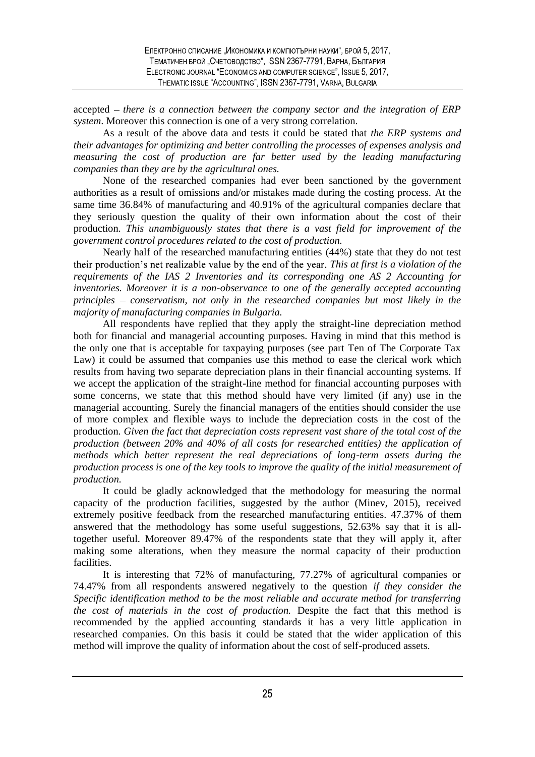accepted – *there is a connection between the company sector and the integration of ERP system*. Moreover this connection is one of a very strong correlation.

As a result of the above data and tests it could be stated that *the ERP systems and their advantages for optimizing and better controlling the processes of expenses analysis and measuring the cost of production are far better used by the leading manufacturing companies than they are by the agricultural ones.*

None of the researched companies had ever been sanctioned by the government authorities as a result of omissions and/or mistakes made during the costing process. At the same time 36.84% of manufacturing and 40.91% of the agricultural companies declare that they seriously question the quality of their own information about the cost of their production. *This unambiguously states that there is a vast field for improvement of the government control procedures related to the cost of production.*

Nearly half of the researched manufacturing entities (44%) state that they do not test their production's net realizable value by the end of the year. *This at first is a violation of the requirements of the IAS 2 Inventories and its corresponding one AS 2 Accounting for inventories. Moreover it is a non-observance to one of the generally accepted accounting principles – conservatism, not only in the researched companies but most likely in the majority of manufacturing companies in Bulgaria.*

All respondents have replied that they apply the straight-line depreciation method both for financial and managerial accounting purposes. Having in mind that this method is the only one that is acceptable for taxpaying purposes (see part Ten of The Corporate Tax Law) it could be assumed that companies use this method to ease the clerical work which results from having two separate depreciation plans in their financial accounting systems. If we accept the application of the straight-line method for financial accounting purposes with some concerns, we state that this method should have very limited (if any) use in the managerial accounting. Surely the financial managers of the entities should consider the use of more complex and flexible ways to include the depreciation costs in the cost of the production. *Given the fact that depreciation costs represent vast share of the total cost of the production (between 20% and 40% of all costs for researched entities) the application of methods which better represent the real depreciations of long-term assets during the production process is one of the key tools to improve the quality of the initial measurement of production.*

It could be gladly acknowledged that the methodology for measuring the normal capacity of the production facilities, suggested by the author (Minev, 2015), received extremely positive feedback from the researched manufacturing entities. 47.37% of them answered that the methodology has some useful suggestions, 52.63% say that it is all-together useful. Moreover 89.47% of the respondents state that they will apply it, after making some alterations, when they measure the normal capacity of their production facilities.

It is interesting that 72% of manufacturing, 77.27% of agricultural companies or 74.47% from all respondents answered negatively to the question *if they consider the Specific identification method to be the most reliable and accurate method for transferring the cost of materials in the cost of production.* Despite the fact that this method is recommended by the applied accounting standards it has a very little application in researched companies. On this basis it could be stated that the wider application of this method will improve the quality of information about the cost of self-produced assets.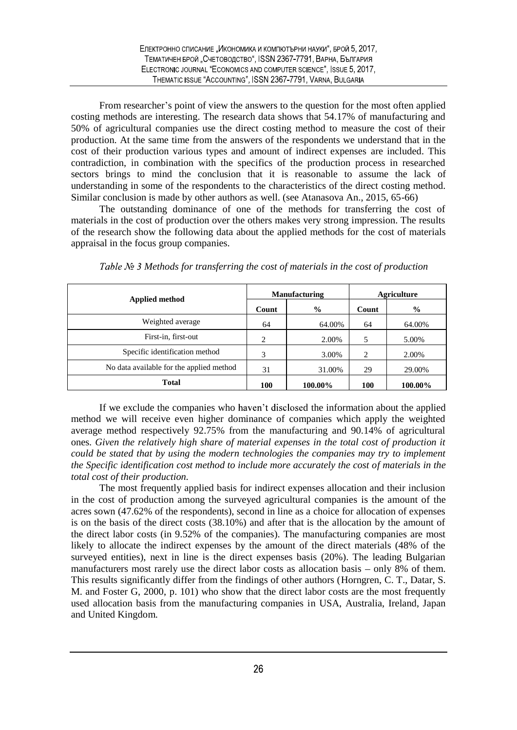From researcher's point of view the answers to the question for the most often applied costing methods are interesting. The research data shows that 54.17% of manufacturing and 50% of agricultural companies use the direct costing method to measure the cost of their production. At the same time from the answers of the respondents we understand that in the cost of their production various types and amount of indirect expenses are included. This contradiction, in combination with the specifics of the production process in researched sectors brings to mind the conclusion that it is reasonable to assume the lack of understanding in some of the respondents to the characteristics of the direct costing method. Similar conclusion is made by other authors as well. (see Atanasova An., 2015, 65-66)

The outstanding dominance of one of the methods for transferring the cost of materials in the cost of production over the others makes very strong impression. The results of the research show the following data about the applied methods for the cost of materials appraisal in the focus group companies.

*Table № 3 Methods for transferring the cost of materials in the cost of production*

| Applied method | Manufacturing | | Agriculture | |
|---|---|---|---|---|
| | Count | % | Count | % |
| Weighted average | 64 | 64.00% | 64 | 64.00% |
| First-in, first-out | 2 | 2.00% | 5 | 5.00% |
| Specific identification method | 3 | 3.00% | 2 | 2.00% |
| No data available for the applied method | 31 | 31.00% | 29 | 29.00% |
| **Total** | **100** | **100.00%** | **100** | **100.00%** |

If we exclude the companies who haven't disclosed the information about the applied method we will receive even higher dominance of companies which apply the weighted average method respectively 92.75% from the manufacturing and 90.14% of agricultural ones. *Given the relatively high share of material expenses in the total cost of production it could be stated that by using the modern technologies the companies may try to implement the Specific identification cost method to include more accurately the cost of materials in the total cost of their production.*

The most frequently applied basis for indirect expenses allocation and their inclusion in the cost of production among the surveyed agricultural companies is the amount of the acres sown (47.62% of the respondents), second in line as a choice for allocation of expenses is on the basis of the direct costs (38.10%) and after that is the allocation by the amount of the direct labor costs (in 9.52% of the companies). The manufacturing companies are most likely to allocate the indirect expenses by the amount of the direct materials (48% of the surveyed entities), next in line is the direct expenses basis (20%). The leading Bulgarian manufacturers most rarely use the direct labor costs as allocation basis – only 8% of them. This results significantly differ from the findings of other authors (Horngren, C. T., Datar, S. M. and Foster G, 2000, p. 101) who show that the direct labor costs are the most frequently used allocation basis from the manufacturing companies in USA, Australia, Ireland, Japan and United Kingdom.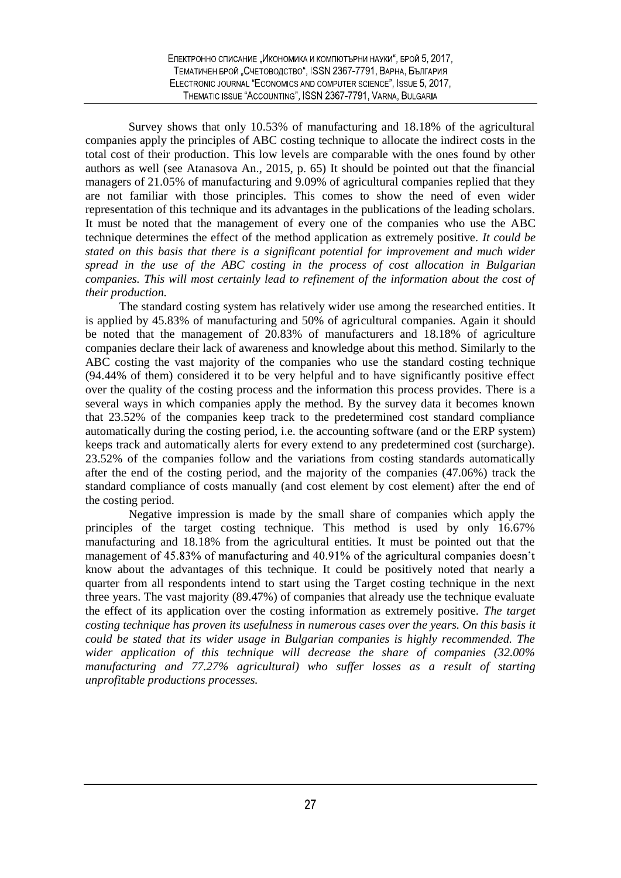Survey shows that only 10.53% of manufacturing and 18.18% of the agricultural companies apply the principles of ABC costing technique to allocate the indirect costs in the total cost of their production. This low levels are comparable with the ones found by other authors as well (see Atanasova An., 2015, p. 65) It should be pointed out that the financial managers of 21.05% of manufacturing and 9.09% of agricultural companies replied that they are not familiar with those principles. This comes to show the need of even wider representation of this technique and its advantages in the publications of the leading scholars. It must be noted that the management of every one of the companies who use the ABC technique determines the effect of the method application as extremely positive. *It could be stated on this basis that there is a significant potential for improvement and much wider spread in the use of the ABC costing in the process of cost allocation in Bulgarian companies. This will most certainly lead to refinement of the information about the cost of their production.*

The standard costing system has relatively wider use among the researched entities. It is applied by 45.83% of manufacturing and 50% of agricultural companies. Again it should be noted that the management of 20.83% of manufacturers and 18.18% of agriculture companies declare their lack of awareness and knowledge about this method. Similarly to the ABC costing the vast majority of the companies who use the standard costing technique (94.44% of them) considered it to be very helpful and to have significantly positive effect over the quality of the costing process and the information this process provides. There is a several ways in which companies apply the method. By the survey data it becomes known that 23.52% of the companies keep track to the predetermined cost standard compliance automatically during the costing period, i.e. the accounting software (and or the ERP system) keeps track and automatically alerts for every extend to any predetermined cost (surcharge). 23.52% of the companies follow and the variations from costing standards automatically after the end of the costing period, and the majority of the companies (47.06%) track the standard compliance of costs manually (and cost element by cost element) after the end of the costing period.

Negative impression is made by the small share of companies which apply the principles of the target costing technique. This method is used by only 16.67% manufacturing and 18.18% from the agricultural entities. It must be pointed out that the management of 45.83% of manufacturing and 40.91% of the agricultural companies doesn't know about the advantages of this technique. It could be positively noted that nearly a quarter from all respondents intend to start using the Target costing technique in the next three years. The vast majority (89.47%) of companies that already use the technique evaluate the effect of its application over the costing information as extremely positive. *The target costing technique has proven its usefulness in numerous cases over the years. On this basis it could be stated that its wider usage in Bulgarian companies is highly recommended. The wider application of this technique will decrease the share of companies (32.00% manufacturing and 77.27% agricultural) who suffer losses as a result of starting unprofitable productions processes.*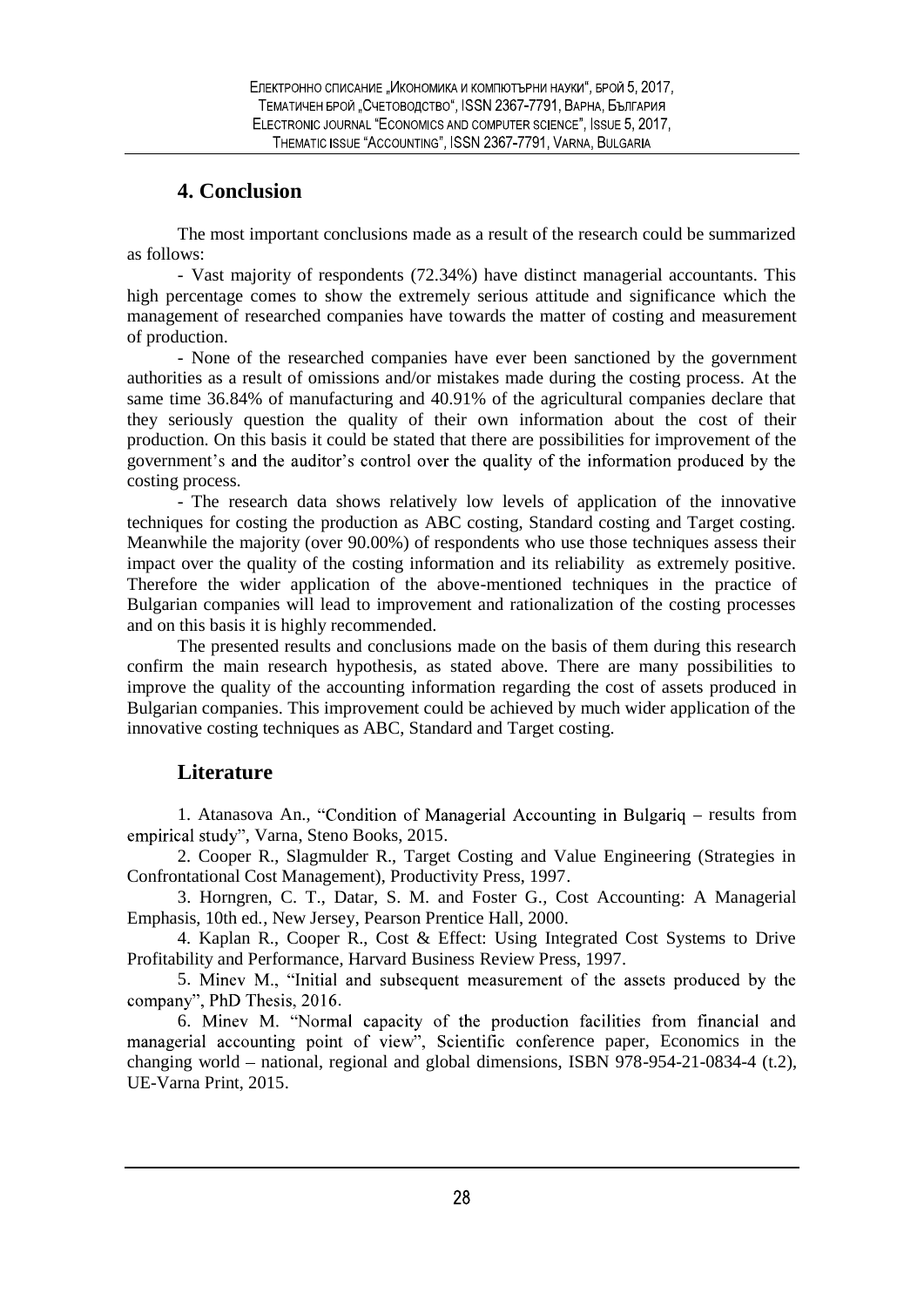## 4. Conclusion

The most important conclusions made as a result of the research could be summarized as follows:

- Vast majority of respondents (72.34%) have distinct managerial accountants. This high percentage comes to show the extremely serious attitude and significance which the management of researched companies have towards the matter of costing and measurement of production.

- None of the researched companies have ever been sanctioned by the government authorities as a result of omissions and/or mistakes made during the costing process. At the same time 36.84% of manufacturing and 40.91% of the agricultural companies declare that they seriously question the quality of their own information about the cost of their production. On this basis it could be stated that there are possibilities for improvement of the government's and the auditor's control over the quality of the information produced by the costing process.

- The research data shows relatively low levels of application of the innovative techniques for costing the production as ABC costing, Standard costing and Target costing. Meanwhile the majority (over 90.00%) of respondents who use those techniques assess their impact over the quality of the costing information and its reliability as extremely positive. Therefore the wider application of the above-mentioned techniques in the practice of Bulgarian companies will lead to improvement and rationalization of the costing processes and on this basis it is highly recommended.

The presented results and conclusions made on the basis of them during this research confirm the main research hypothesis, as stated above. There are many possibilities to improve the quality of the accounting information regarding the cost of assets produced in Bulgarian companies. This improvement could be achieved by much wider application of the innovative costing techniques as ABC, Standard and Target costing.

## Literature

1. Atanasova An., "Condition of Managerial Accounting in Bulgariq – results from empirical study", Varna, Steno Books, 2015.
2. Cooper R., Slagmulder R., Target Costing and Value Engineering (Strategies in Confrontational Cost Management), Productivity Press, 1997.
3. Horngren, C. T., Datar, S. M. and Foster G., Cost Accounting: A Managerial Emphasis, 10th ed., New Jersey, Pearson Prentice Hall, 2000.
4. Kaplan R., Cooper R., Cost & Effect: Using Integrated Cost Systems to Drive Profitability and Performance, Harvard Business Review Press, 1997.
5. Minev M., "Initial and subsequent measurement of the assets produced by the company", PhD Thesis, 2016.
6. Minev M. "Normal capacity of the production facilities from financial and managerial accounting point of view", Scientific conference paper, Economics in the changing world – national, regional and global dimensions, ISBN 978-954-21-0834-4 (t.2), UE-Varna Print, 2015.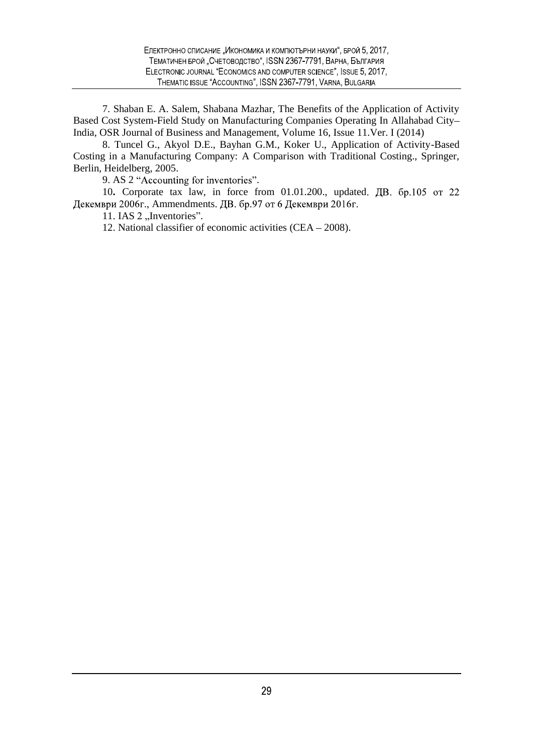7. Shaban E. A. Salem, Shabana Mazhar, The Benefits of the Application of Activity Based Cost System-Field Study on Manufacturing Companies Operating In Allahabad City– India, OSR Journal of Business and Management, Volume 16, Issue 11.Ver. I (2014)

8. Tuncel G., Akyol D.E., Bayhan G.M., Koker U., Application of Activity-Based Costing in a Manufacturing Company: A Comparison with Traditional Costing., Springer, Berlin, Heidelberg, 2005.

9. AS 2 "Accounting for inventories".

10**.** Corporate tax law, in force from 01.01.200., updated. ДВ. бр.105 от 22 Декември 2006г., Ammendments. ДВ. бр.97 от 6 Декември 2016г.

11. IAS 2 „Inventories".

12. National classifier of economic activities (CEA – 2008).